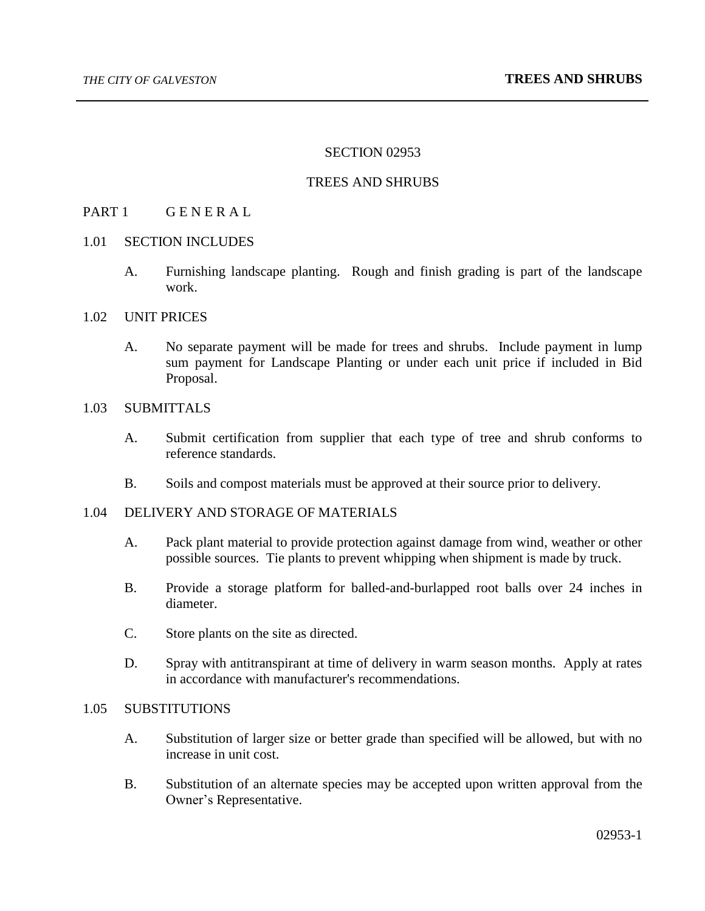# SECTION 02953

# TREES AND SHRUBS

## PART 1 G E N E R A L

### 1.01 SECTION INCLUDES

A. Furnishing landscape planting. Rough and finish grading is part of the landscape work.

### 1.02 UNIT PRICES

A. No separate payment will be made for trees and shrubs. Include payment in lump sum payment for Landscape Planting or under each unit price if included in Bid Proposal.

### 1.03 SUBMITTALS

A. Submit certification from supplier that each type of tree and shrub conforms to reference standards.

B. Soils and compost materials must be approved at their source prior to delivery.

### 1.04 DELIVERY AND STORAGE OF MATERIALS

A. Pack plant material to provide protection against damage from wind, weather or other possible sources. Tie plants to prevent whipping when shipment is made by truck.

B. Provide a storage platform for balled-and-burlapped root balls over 24 inches in diameter.

C. Store plants on the site as directed.

D. Spray with antitranspirant at time of delivery in warm season months. Apply at rates in accordance with manufacturer's recommendations.

### 1.05 SUBSTITUTIONS

A. Substitution of larger size or better grade than specified will be allowed, but with no increase in unit cost.

B. Substitution of an alternate species may be accepted upon written approval from the Owner's Representative.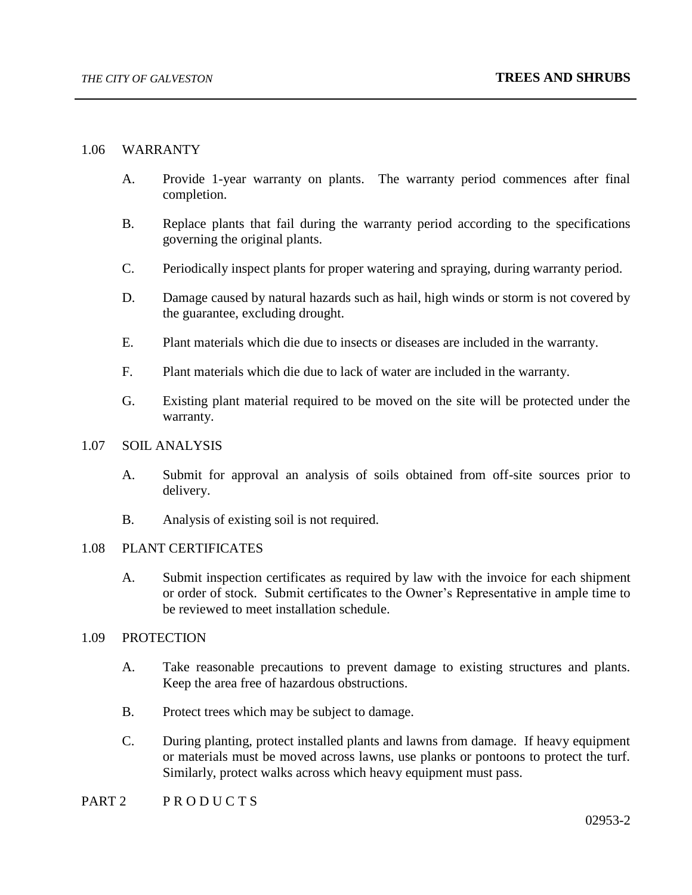## 1.06 WARRANTY

A. Provide 1-year warranty on plants. The warranty period commences after final completion.

B. Replace plants that fail during the warranty period according to the specifications governing the original plants.

C. Periodically inspect plants for proper watering and spraying, during warranty period.

D. Damage caused by natural hazards such as hail, high winds or storm is not covered by the guarantee, excluding drought.

E. Plant materials which die due to insects or diseases are included in the warranty.

F. Plant materials which die due to lack of water are included in the warranty.

G. Existing plant material required to be moved on the site will be protected under the warranty.

## 1.07 SOIL ANALYSIS

A. Submit for approval an analysis of soils obtained from off-site sources prior to delivery.

B. Analysis of existing soil is not required.

## 1.08 PLANT CERTIFICATES

A. Submit inspection certificates as required by law with the invoice for each shipment or order of stock. Submit certificates to the Owner's Representative in ample time to be reviewed to meet installation schedule.

## 1.09 PROTECTION

A. Take reasonable precautions to prevent damage to existing structures and plants. Keep the area free of hazardous obstructions.

B. Protect trees which may be subject to damage.

C. During planting, protect installed plants and lawns from damage. If heavy equipment or materials must be moved across lawns, use planks or pontoons to protect the turf. Similarly, protect walks across which heavy equipment must pass.

# PART 2 P R O D U C T S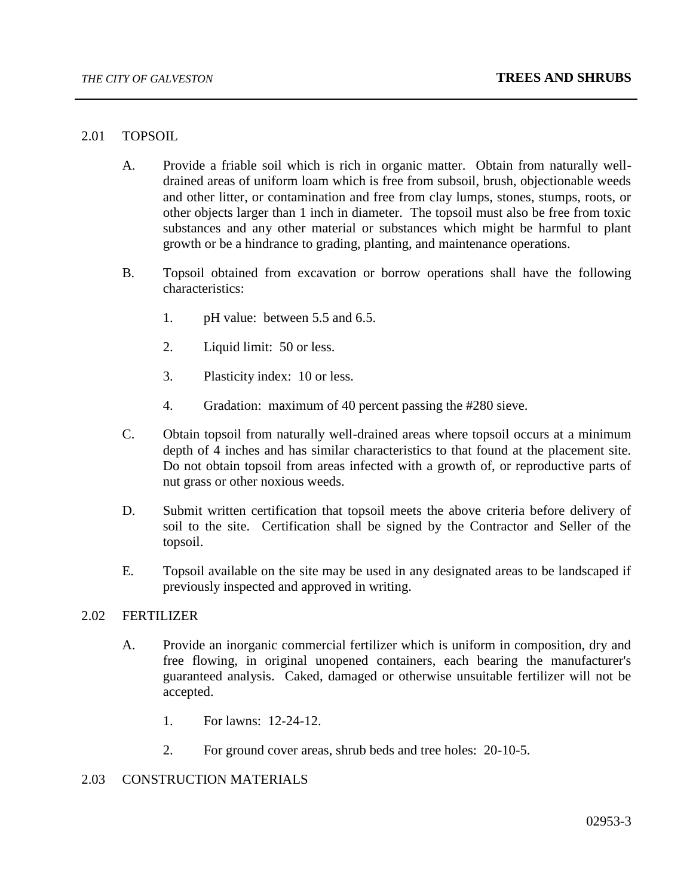## 2.01 TOPSOIL

A. Provide a friable soil which is rich in organic matter. Obtain from naturally well-drained areas of uniform loam which is free from subsoil, brush, objectionable weeds and other litter, or contamination and free from clay lumps, stones, stumps, roots, or other objects larger than 1 inch in diameter. The topsoil must also be free from toxic substances and any other material or substances which might be harmful to plant growth or be a hindrance to grading, planting, and maintenance operations.

B. Topsoil obtained from excavation or borrow operations shall have the following characteristics:

   1. pH value: between 5.5 and 6.5.

   2. Liquid limit: 50 or less.

   3. Plasticity index: 10 or less.

   4. Gradation: maximum of 40 percent passing the #280 sieve.

C. Obtain topsoil from naturally well-drained areas where topsoil occurs at a minimum depth of 4 inches and has similar characteristics to that found at the placement site. Do not obtain topsoil from areas infected with a growth of, or reproductive parts of nut grass or other noxious weeds.

D. Submit written certification that topsoil meets the above criteria before delivery of soil to the site. Certification shall be signed by the Contractor and Seller of the topsoil.

E. Topsoil available on the site may be used in any designated areas to be landscaped if previously inspected and approved in writing.

## 2.02 FERTILIZER

A. Provide an inorganic commercial fertilizer which is uniform in composition, dry and free flowing, in original unopened containers, each bearing the manufacturer's guaranteed analysis. Caked, damaged or otherwise unsuitable fertilizer will not be accepted.

   1. For lawns: 12-24-12.

   2. For ground cover areas, shrub beds and tree holes: 20-10-5.

## 2.03 CONSTRUCTION MATERIALS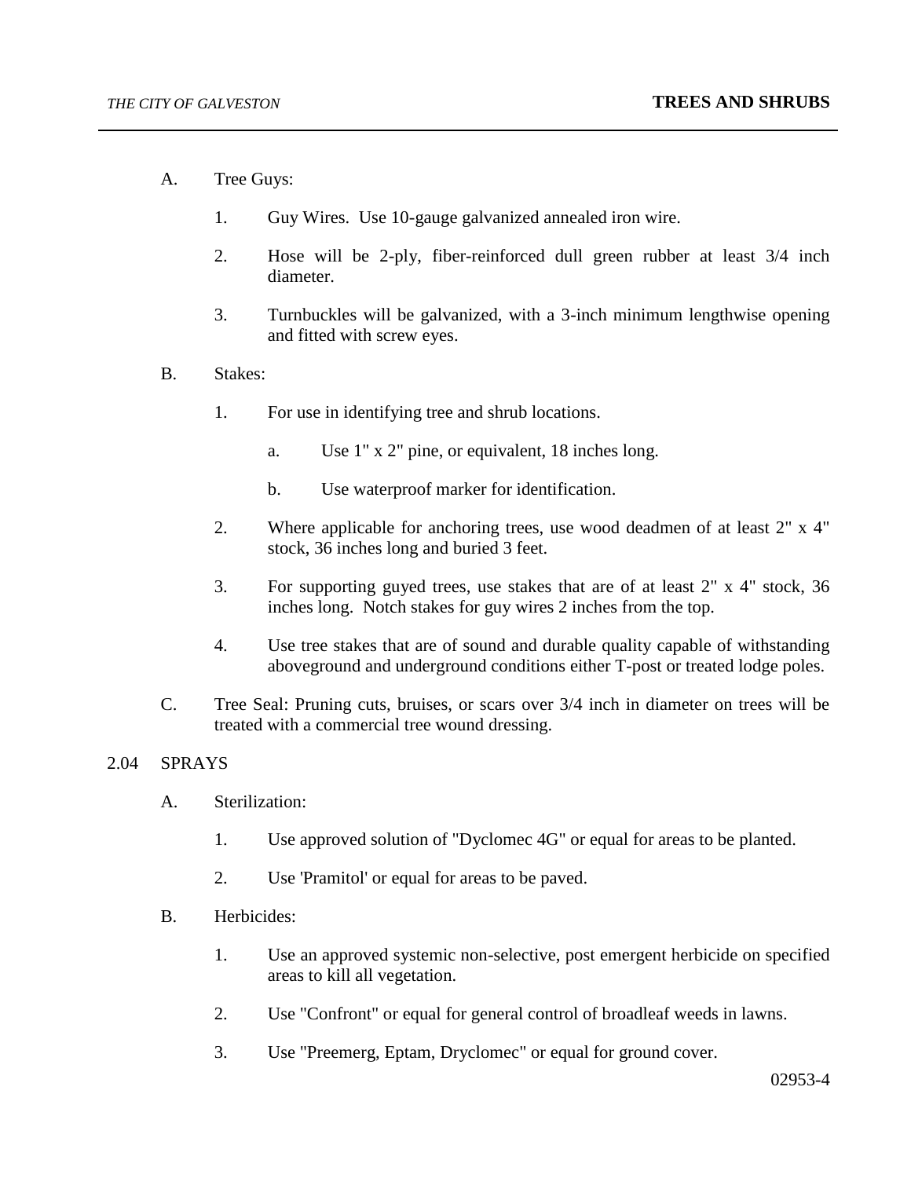A. Tree Guys:

1. Guy Wires. Use 10-gauge galvanized annealed iron wire.

2. Hose will be 2-ply, fiber-reinforced dull green rubber at least 3/4 inch diameter.

3. Turnbuckles will be galvanized, with a 3-inch minimum lengthwise opening and fitted with screw eyes.

B. Stakes:

1. For use in identifying tree and shrub locations.

   a. Use 1" x 2" pine, or equivalent, 18 inches long.

   b. Use waterproof marker for identification.

2. Where applicable for anchoring trees, use wood deadmen of at least 2" x 4" stock, 36 inches long and buried 3 feet.

3. For supporting guyed trees, use stakes that are of at least 2" x 4" stock, 36 inches long. Notch stakes for guy wires 2 inches from the top.

4. Use tree stakes that are of sound and durable quality capable of withstanding aboveground and underground conditions either T-post or treated lodge poles.

C. Tree Seal: Pruning cuts, bruises, or scars over 3/4 inch in diameter on trees will be treated with a commercial tree wound dressing.

## 2.04 SPRAYS

A. Sterilization:

1. Use approved solution of "Dyclomec 4G" or equal for areas to be planted.

2. Use 'Pramitol' or equal for areas to be paved.

B. Herbicides:

1. Use an approved systemic non-selective, post emergent herbicide on specified areas to kill all vegetation.

2. Use "Confront" or equal for general control of broadleaf weeds in lawns.

3. Use "Preemerg, Eptam, Dryclomec" or equal for ground cover.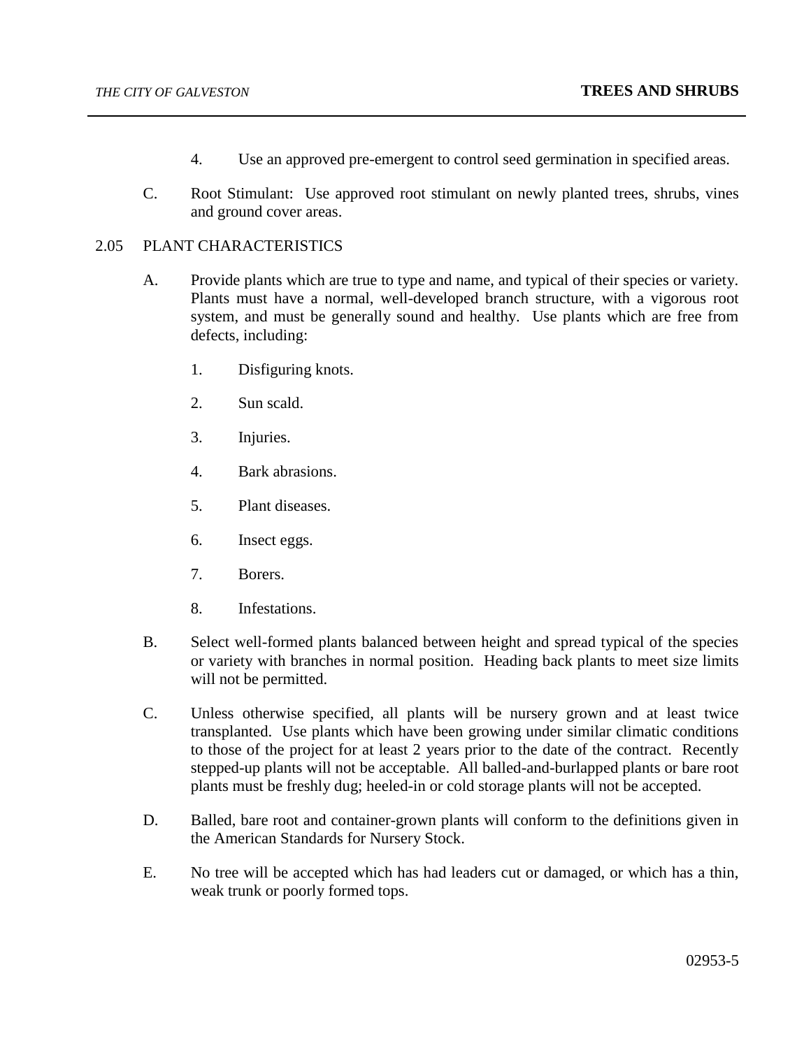4. Use an approved pre-emergent to control seed germination in specified areas.

C. Root Stimulant: Use approved root stimulant on newly planted trees, shrubs, vines and ground cover areas.

## 2.05 PLANT CHARACTERISTICS

A. Provide plants which are true to type and name, and typical of their species or variety. Plants must have a normal, well-developed branch structure, with a vigorous root system, and must be generally sound and healthy. Use plants which are free from defects, including:

1. Disfiguring knots.
2. Sun scald.
3. Injuries.
4. Bark abrasions.
5. Plant diseases.
6. Insect eggs.
7. Borers.
8. Infestations.

B. Select well-formed plants balanced between height and spread typical of the species or variety with branches in normal position. Heading back plants to meet size limits will not be permitted.

C. Unless otherwise specified, all plants will be nursery grown and at least twice transplanted. Use plants which have been growing under similar climatic conditions to those of the project for at least 2 years prior to the date of the contract. Recently stepped-up plants will not be acceptable. All balled-and-burlapped plants or bare root plants must be freshly dug; heeled-in or cold storage plants will not be accepted.

D. Balled, bare root and container-grown plants will conform to the definitions given in the American Standards for Nursery Stock.

E. No tree will be accepted which has had leaders cut or damaged, or which has a thin, weak trunk or poorly formed tops.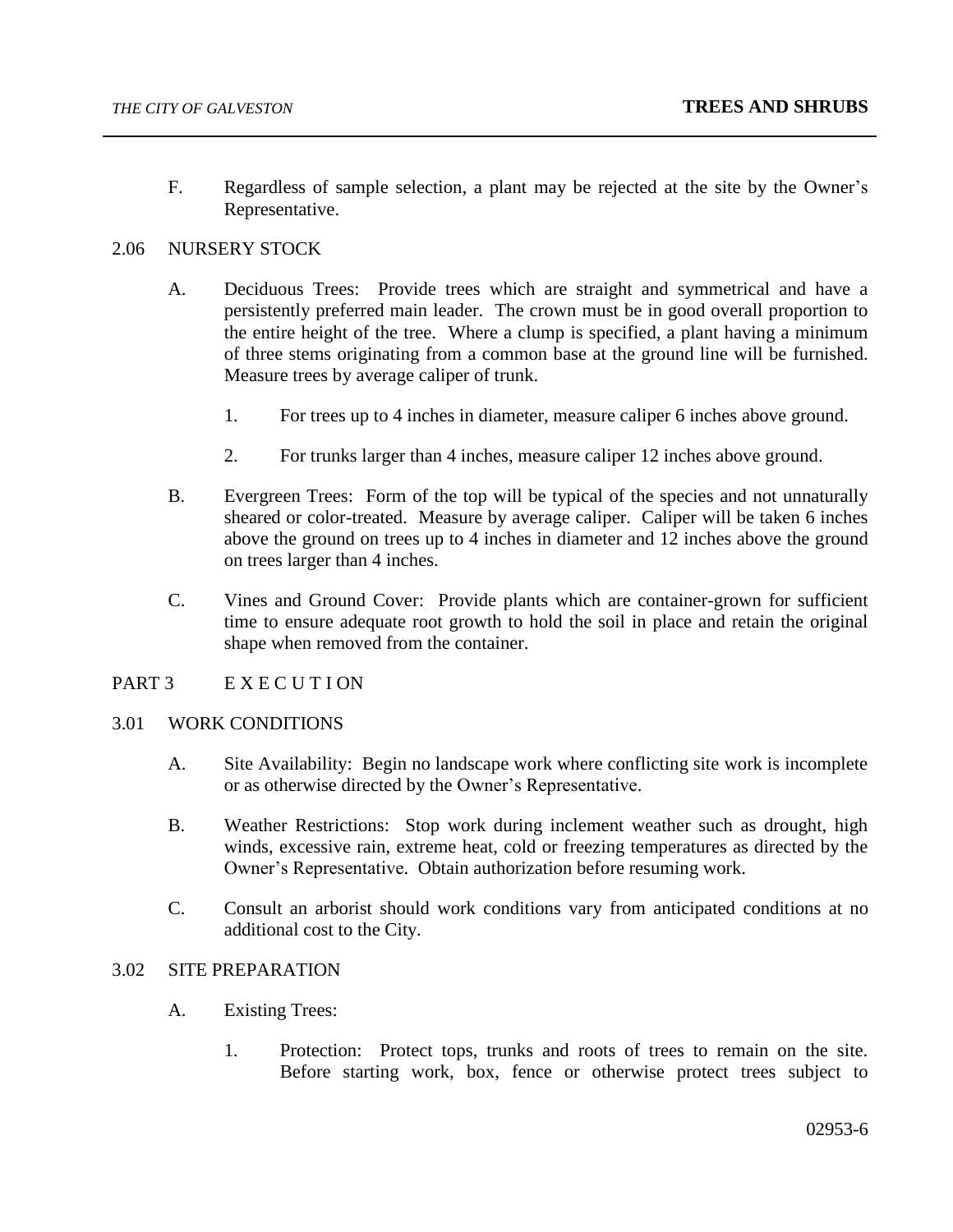F. Regardless of sample selection, a plant may be rejected at the site by the Owner's Representative.

## 2.06 NURSERY STOCK

A. Deciduous Trees: Provide trees which are straight and symmetrical and have a persistently preferred main leader. The crown must be in good overall proportion to the entire height of the tree. Where a clump is specified, a plant having a minimum of three stems originating from a common base at the ground line will be furnished. Measure trees by average caliper of trunk.

   1. For trees up to 4 inches in diameter, measure caliper 6 inches above ground.

   2. For trunks larger than 4 inches, measure caliper 12 inches above ground.

B. Evergreen Trees: Form of the top will be typical of the species and not unnaturally sheared or color-treated. Measure by average caliper. Caliper will be taken 6 inches above the ground on trees up to 4 inches in diameter and 12 inches above the ground on trees larger than 4 inches.

C. Vines and Ground Cover: Provide plants which are container-grown for sufficient time to ensure adequate root growth to hold the soil in place and retain the original shape when removed from the container.

# PART 3 E X E C U T I ON

## 3.01 WORK CONDITIONS

A. Site Availability: Begin no landscape work where conflicting site work is incomplete or as otherwise directed by the Owner's Representative.

B. Weather Restrictions: Stop work during inclement weather such as drought, high winds, excessive rain, extreme heat, cold or freezing temperatures as directed by the Owner's Representative. Obtain authorization before resuming work.

C. Consult an arborist should work conditions vary from anticipated conditions at no additional cost to the City.

## 3.02 SITE PREPARATION

A. Existing Trees:

   1. Protection: Protect tops, trunks and roots of trees to remain on the site. Before starting work, box, fence or otherwise protect trees subject to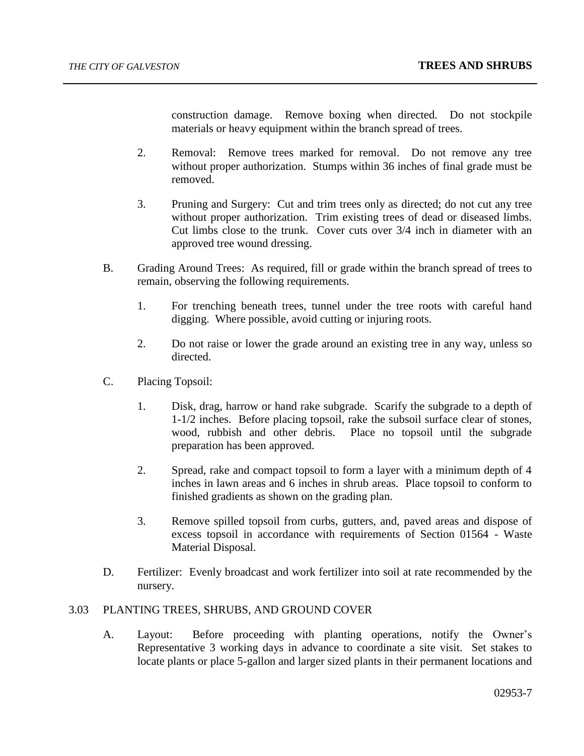construction damage. Remove boxing when directed. Do not stockpile materials or heavy equipment within the branch spread of trees.

2. Removal: Remove trees marked for removal. Do not remove any tree without proper authorization. Stumps within 36 inches of final grade must be removed.

3. Pruning and Surgery: Cut and trim trees only as directed; do not cut any tree without proper authorization. Trim existing trees of dead or diseased limbs. Cut limbs close to the trunk. Cover cuts over 3/4 inch in diameter with an approved tree wound dressing.

B. Grading Around Trees: As required, fill or grade within the branch spread of trees to remain, observing the following requirements.

1. For trenching beneath trees, tunnel under the tree roots with careful hand digging. Where possible, avoid cutting or injuring roots.

2. Do not raise or lower the grade around an existing tree in any way, unless so directed.

C. Placing Topsoil:

1. Disk, drag, harrow or hand rake subgrade. Scarify the subgrade to a depth of 1-1/2 inches. Before placing topsoil, rake the subsoil surface clear of stones, wood, rubbish and other debris. Place no topsoil until the subgrade preparation has been approved.

2. Spread, rake and compact topsoil to form a layer with a minimum depth of 4 inches in lawn areas and 6 inches in shrub areas. Place topsoil to conform to finished gradients as shown on the grading plan.

3. Remove spilled topsoil from curbs, gutters, and, paved areas and dispose of excess topsoil in accordance with requirements of Section 01564 - Waste Material Disposal.

D. Fertilizer: Evenly broadcast and work fertilizer into soil at rate recommended by the nursery.

## 3.03 PLANTING TREES, SHRUBS, AND GROUND COVER

A. Layout: Before proceeding with planting operations, notify the Owner's Representative 3 working days in advance to coordinate a site visit. Set stakes to locate plants or place 5-gallon and larger sized plants in their permanent locations and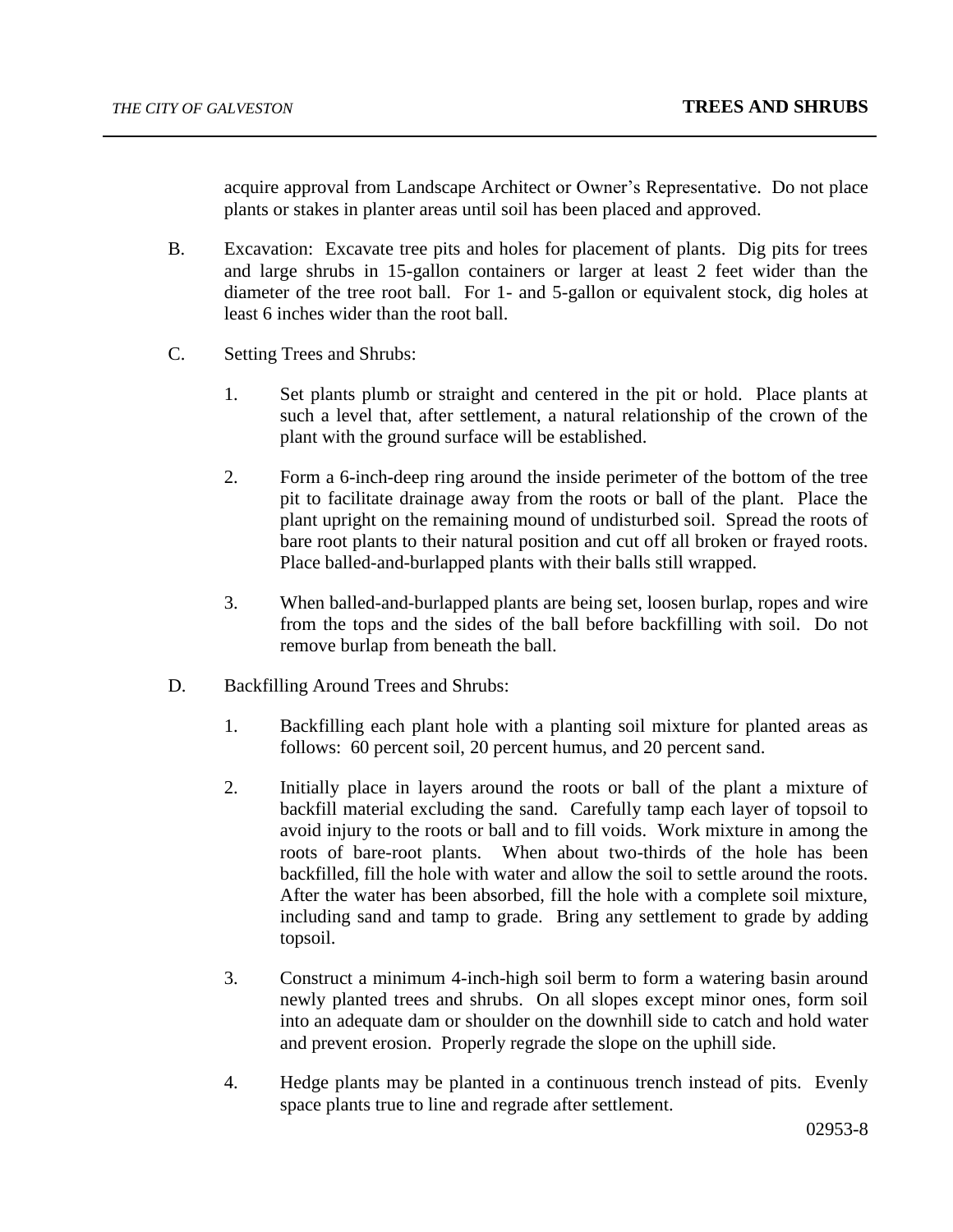acquire approval from Landscape Architect or Owner's Representative. Do not place plants or stakes in planter areas until soil has been placed and approved.

B. Excavation: Excavate tree pits and holes for placement of plants. Dig pits for trees and large shrubs in 15-gallon containers or larger at least 2 feet wider than the diameter of the tree root ball. For 1- and 5-gallon or equivalent stock, dig holes at least 6 inches wider than the root ball.

C. Setting Trees and Shrubs:

1. Set plants plumb or straight and centered in the pit or hold. Place plants at such a level that, after settlement, a natural relationship of the crown of the plant with the ground surface will be established.

2. Form a 6-inch-deep ring around the inside perimeter of the bottom of the tree pit to facilitate drainage away from the roots or ball of the plant. Place the plant upright on the remaining mound of undisturbed soil. Spread the roots of bare root plants to their natural position and cut off all broken or frayed roots. Place balled-and-burlapped plants with their balls still wrapped.

3. When balled-and-burlapped plants are being set, loosen burlap, ropes and wire from the tops and the sides of the ball before backfilling with soil. Do not remove burlap from beneath the ball.

D. Backfilling Around Trees and Shrubs:

1. Backfilling each plant hole with a planting soil mixture for planted areas as follows: 60 percent soil, 20 percent humus, and 20 percent sand.

2. Initially place in layers around the roots or ball of the plant a mixture of backfill material excluding the sand. Carefully tamp each layer of topsoil to avoid injury to the roots or ball and to fill voids. Work mixture in among the roots of bare-root plants. When about two-thirds of the hole has been backfilled, fill the hole with water and allow the soil to settle around the roots. After the water has been absorbed, fill the hole with a complete soil mixture, including sand and tamp to grade. Bring any settlement to grade by adding topsoil.

3. Construct a minimum 4-inch-high soil berm to form a watering basin around newly planted trees and shrubs. On all slopes except minor ones, form soil into an adequate dam or shoulder on the downhill side to catch and hold water and prevent erosion. Properly regrade the slope on the uphill side.

4. Hedge plants may be planted in a continuous trench instead of pits. Evenly space plants true to line and regrade after settlement.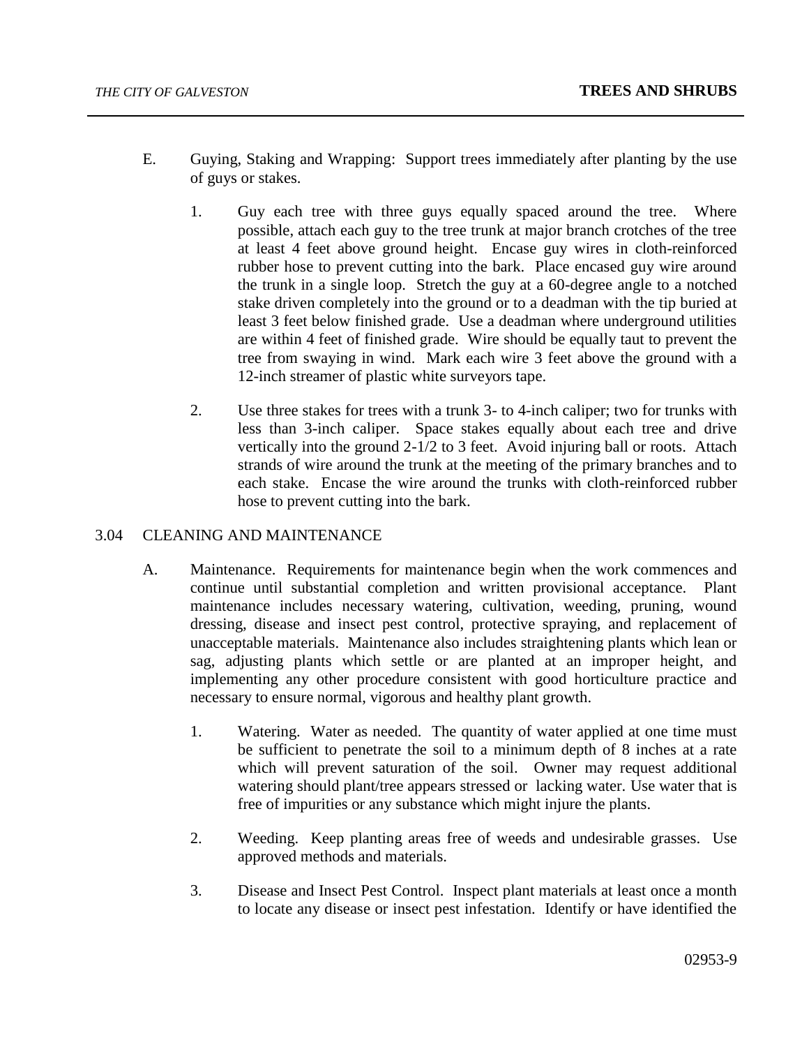E. Guying, Staking and Wrapping: Support trees immediately after planting by the use of guys or stakes.

1. Guy each tree with three guys equally spaced around the tree. Where possible, attach each guy to the tree trunk at major branch crotches of the tree at least 4 feet above ground height. Encase guy wires in cloth-reinforced rubber hose to prevent cutting into the bark. Place encased guy wire around the trunk in a single loop. Stretch the guy at a 60-degree angle to a notched stake driven completely into the ground or to a deadman with the tip buried at least 3 feet below finished grade. Use a deadman where underground utilities are within 4 feet of finished grade. Wire should be equally taut to prevent the tree from swaying in wind. Mark each wire 3 feet above the ground with a 12-inch streamer of plastic white surveyors tape.

2. Use three stakes for trees with a trunk 3- to 4-inch caliper; two for trunks with less than 3-inch caliper. Space stakes equally about each tree and drive vertically into the ground 2-1/2 to 3 feet. Avoid injuring ball or roots. Attach strands of wire around the trunk at the meeting of the primary branches and to each stake. Encase the wire around the trunks with cloth-reinforced rubber hose to prevent cutting into the bark.

## 3.04 CLEANING AND MAINTENANCE

A. Maintenance. Requirements for maintenance begin when the work commences and continue until substantial completion and written provisional acceptance. Plant maintenance includes necessary watering, cultivation, weeding, pruning, wound dressing, disease and insect pest control, protective spraying, and replacement of unacceptable materials. Maintenance also includes straightening plants which lean or sag, adjusting plants which settle or are planted at an improper height, and implementing any other procedure consistent with good horticulture practice and necessary to ensure normal, vigorous and healthy plant growth.

1. Watering. Water as needed. The quantity of water applied at one time must be sufficient to penetrate the soil to a minimum depth of 8 inches at a rate which will prevent saturation of the soil. Owner may request additional watering should plant/tree appears stressed or lacking water. Use water that is free of impurities or any substance which might injure the plants.

2. Weeding. Keep planting areas free of weeds and undesirable grasses. Use approved methods and materials.

3. Disease and Insect Pest Control. Inspect plant materials at least once a month to locate any disease or insect pest infestation. Identify or have identified the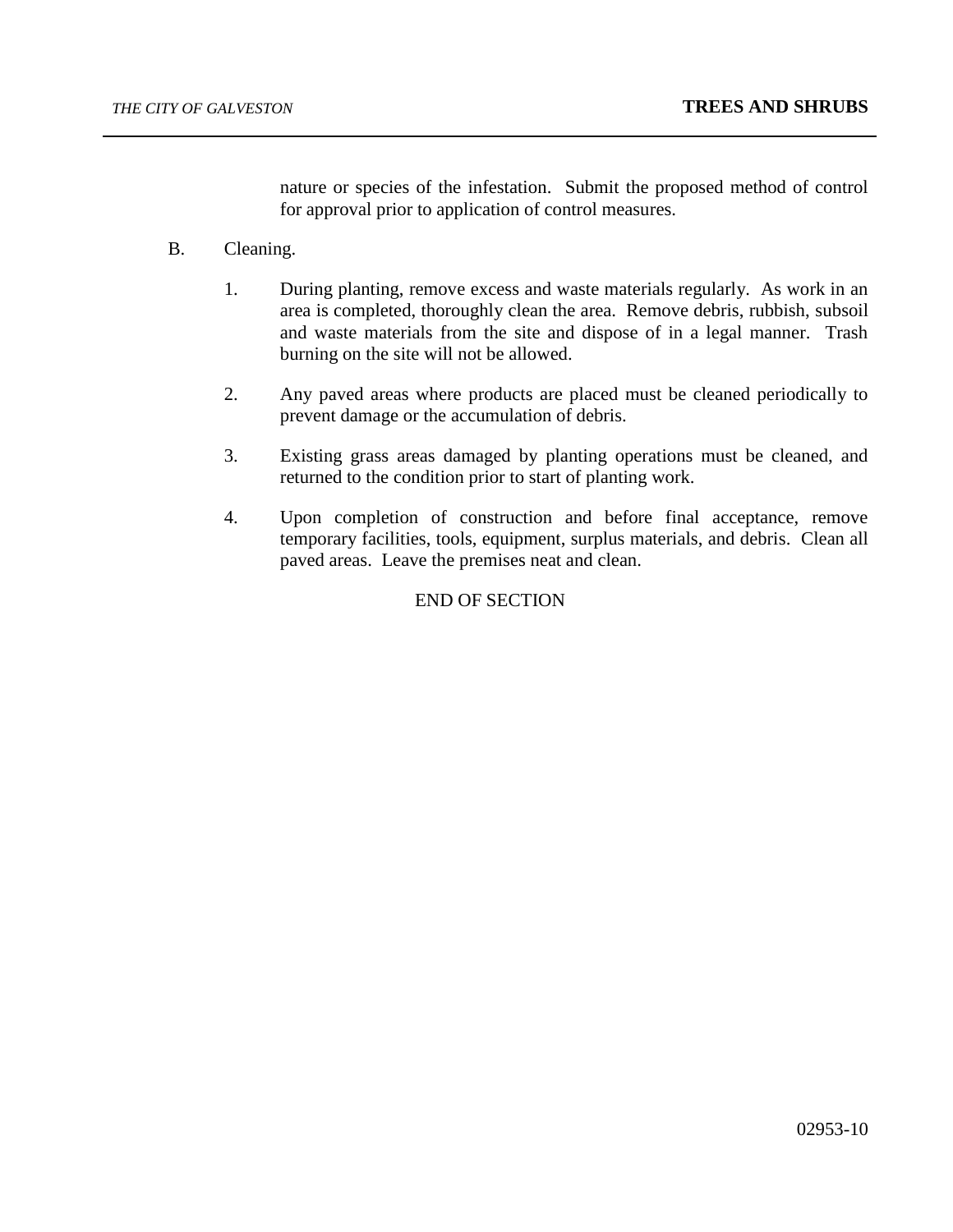nature or species of the infestation. Submit the proposed method of control for approval prior to application of control measures.

B. Cleaning.

1. During planting, remove excess and waste materials regularly. As work in an area is completed, thoroughly clean the area. Remove debris, rubbish, subsoil and waste materials from the site and dispose of in a legal manner. Trash burning on the site will not be allowed.

2. Any paved areas where products are placed must be cleaned periodically to prevent damage or the accumulation of debris.

3. Existing grass areas damaged by planting operations must be cleaned, and returned to the condition prior to start of planting work.

4. Upon completion of construction and before final acceptance, remove temporary facilities, tools, equipment, surplus materials, and debris. Clean all paved areas. Leave the premises neat and clean.

END OF SECTION